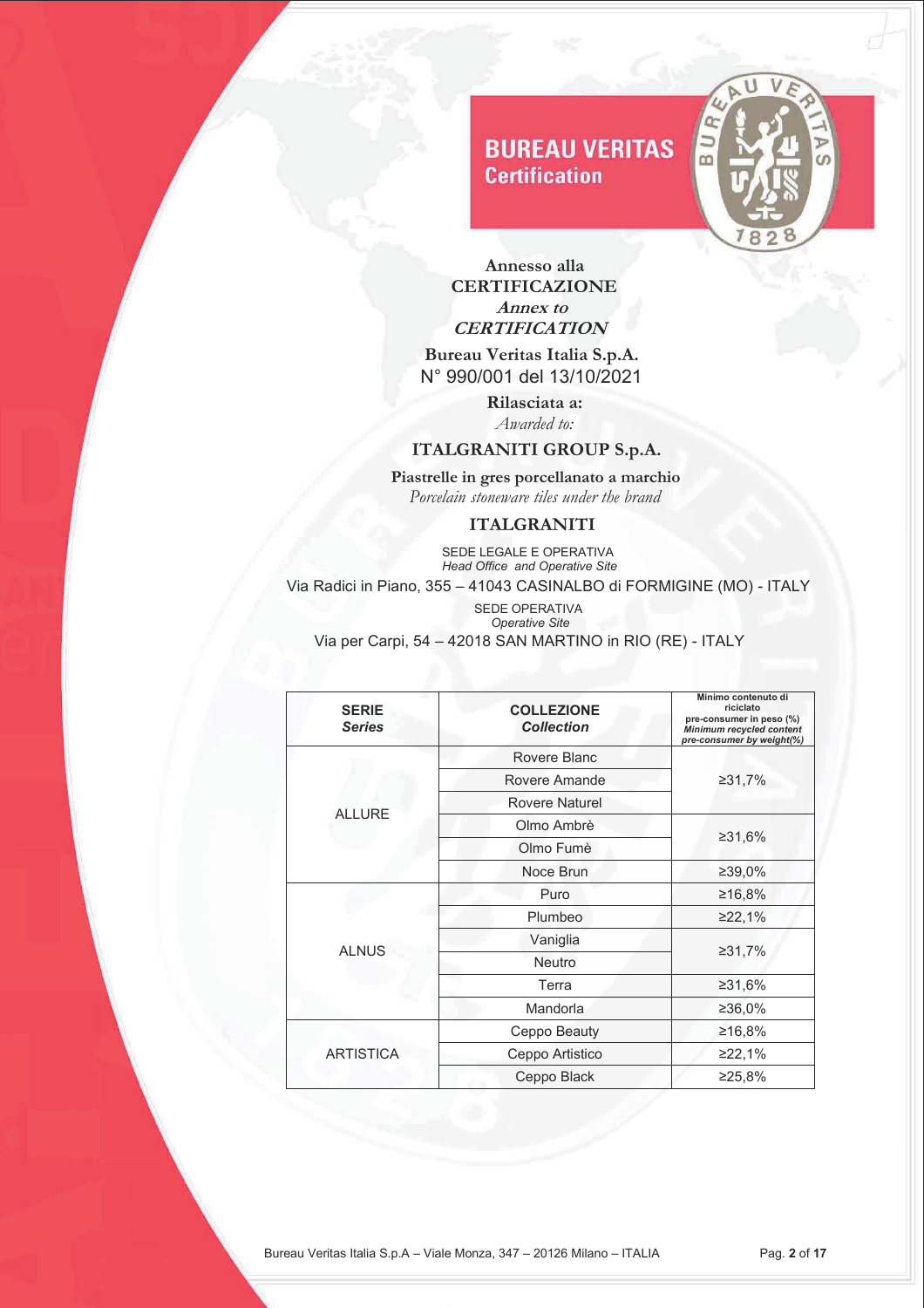BUREAU VERITAS
Certification

**Annesso alla**
**CERTIFICAZIONE**
***Annex to***
***CERTIFICATION***

**Bureau Veritas Italia S.p.A.**
N° 990/001 del 13/10/2021

**Rilasciata a:**
*Awarded to:*

## ITALGRANITI GROUP S.p.A.

**Piastrelle in gres porcellanato a marchio**
*Porcelain stoneware tiles under the brand*

## ITALGRANITI

SEDE LEGALE E OPERATIVA
*Head Office and Operative Site*
Via Radici in Piano, 355 – 41043 CASINALBO di FORMIGINE (MO) - ITALY

SEDE OPERATIVA
*Operative Site*
Via per Carpi, 54 – 42018 SAN MARTINO in RIO (RE) - ITALY

| **SERIE** *Series* | **COLLEZIONE** *Collection* | **Minimo contenuto di riciclato pre-consumer in peso (%)** *Minimum recycled content pre-consumer by weight(%)* |
|---|---|---|
| ALLURE | Rovere Blanc | ≥31,7% |
| | Rovere Amande | |
| | Rovere Naturel | |
| | Olmo Ambrè | ≥31,6% |
| | Olmo Fumè | |
| | Noce Brun | ≥39,0% |
| ALNUS | Puro | ≥16,8% |
| | Plumbeo | ≥22,1% |
| | Vaniglia | ≥31,7% |
| | Neutro | |
| | Terra | ≥31,6% |
| | Mandorla | ≥36,0% |
| ARTISTICA | Ceppo Beauty | ≥16,8% |
| | Ceppo Artistico | ≥22,1% |
| | Ceppo Black | ≥25,8% |

Bureau Veritas Italia S.p.A – Viale Monza, 347 – 20126 Milano – ITALIA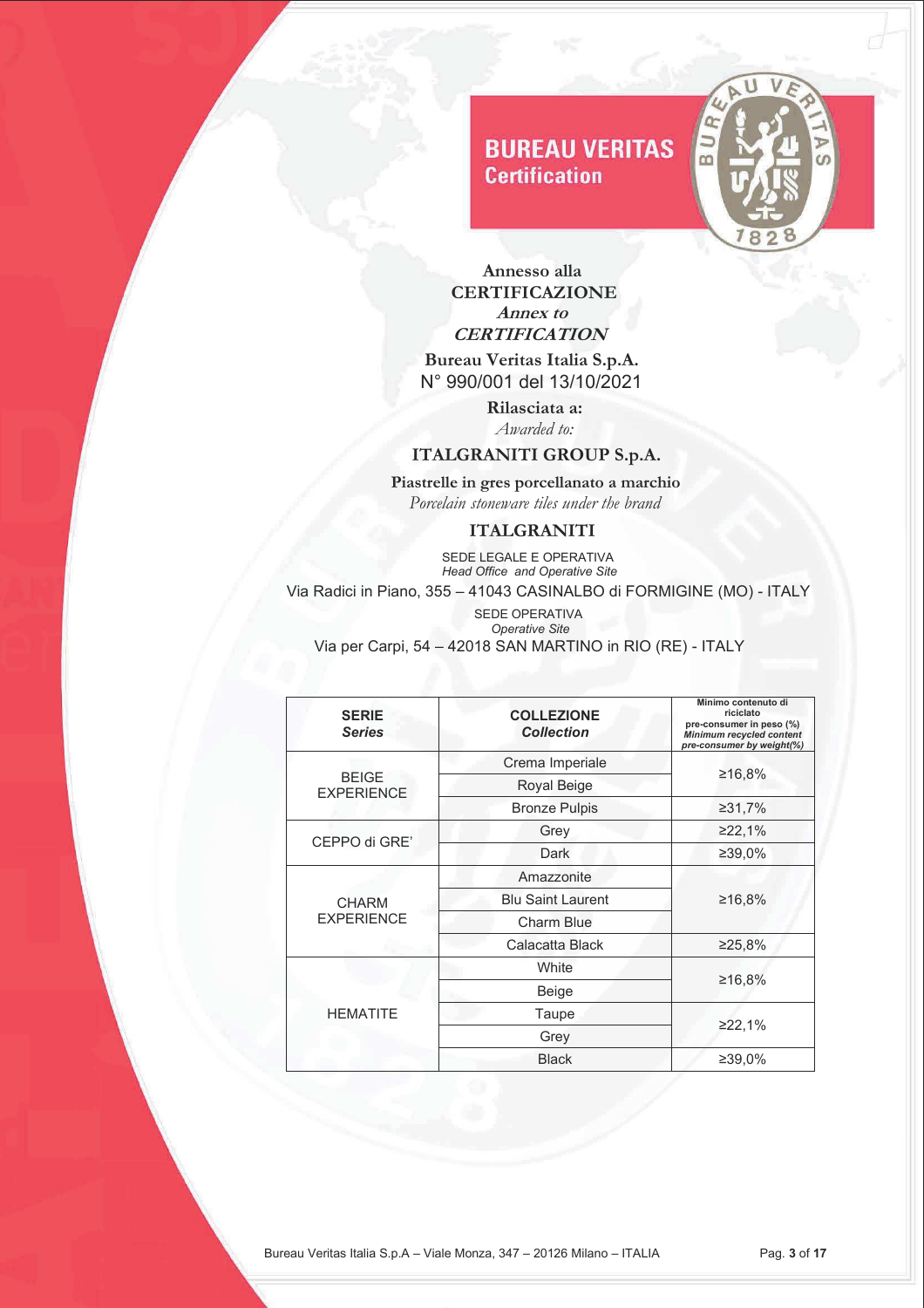**BUREAU VERITAS**
**Certification**

**Annesso alla**
**CERTIFICAZIONE**
***Annex to***
***CERTIFICATION***

**Bureau Veritas Italia S.p.A.**
N° 990/001 del 13/10/2021

**Rilasciata a:**
*Awarded to:*

**ITALGRANITI GROUP S.p.A.**

**Piastrelle in gres porcellanato a marchio**
*Porcelain stoneware tiles under the brand*

**ITALGRANITI**

SEDE LEGALE E OPERATIVA
*Head Office and Operative Site*

Via Radici in Piano, 355 – 41043 CASINALBO di FORMIGINE (MO) - ITALY

SEDE OPERATIVA
*Operative Site*

Via per Carpi, 54 – 42018 SAN MARTINO in RIO (RE) - ITALY

| **SERIE** *Series* | **COLLEZIONE** *Collection* | **Minimo contenuto di riciclato pre-consumer in peso (%)** ***Minimum recycled content pre-consumer by weight(%)*** |
|---|---|---|
| BEIGE EXPERIENCE | Crema Imperiale | ≥16,8% |
| | Royal Beige | |
| | Bronze Pulpis | ≥31,7% |
| CEPPO di GRE' | Grey | ≥22,1% |
| | Dark | ≥39,0% |
| CHARM EXPERIENCE | Amazzonite | ≥16,8% |
| | Blu Saint Laurent | |
| | Charm Blue | |
| | Calacatta Black | ≥25,8% |
| HEMATITE | White | ≥16,8% |
| | Beige | |
| | Taupe | ≥22,1% |
| | Grey | |
| | Black | ≥39,0% |

Bureau Veritas Italia S.p.A – Viale Monza, 347 – 20126 Milano – ITALIA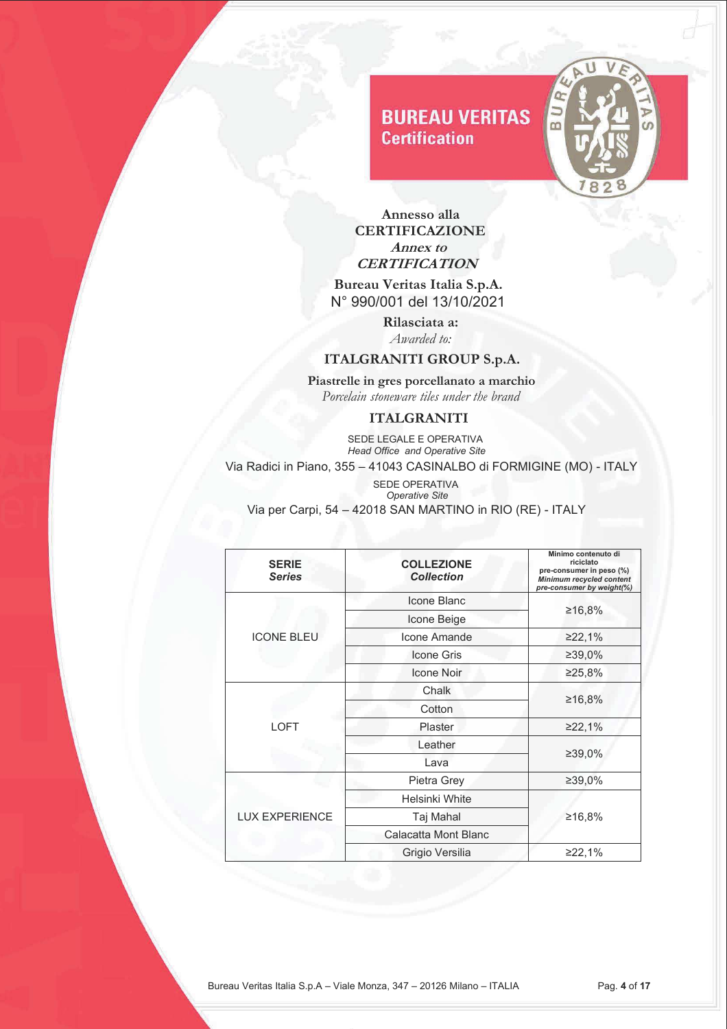**BUREAU VERITAS**
**Certification**

**Annesso alla**
**CERTIFICAZIONE**
***Annex to***
***CERTIFICATION***

**Bureau Veritas Italia S.p.A.**
N° 990/001 del 13/10/2021

**Rilasciata a:**
*Awarded to:*

## ITALGRANITI GROUP S.p.A.

**Piastrelle in gres porcellanato a marchio**
*Porcelain stoneware tiles under the brand*

**ITALGRANITI**

SEDE LEGALE E OPERATIVA
*Head Office and Operative Site*
Via Radici in Piano, 355 – 41043 CASINALBO di FORMIGINE (MO) - ITALY

SEDE OPERATIVA
*Operative Site*
Via per Carpi, 54 – 42018 SAN MARTINO in RIO (RE) - ITALY

| **SERIE** *Series* | **COLLEZIONE** *Collection* | **Minimo contenuto di riciclato pre-consumer in peso (%)** ***Minimum recycled content pre-consumer by weight(%)*** |
|---|---|---|
| ICONE BLEU | Icone Blanc | ≥16,8% |
| | Icone Beige | |
| | Icone Amande | ≥22,1% |
| | Icone Gris | ≥39,0% |
| | Icone Noir | ≥25,8% |
| LOFT | Chalk | ≥16,8% |
| | Cotton | |
| | Plaster | ≥22,1% |
| | Leather | ≥39,0% |
| | Lava | |
| LUX EXPERIENCE | Pietra Grey | ≥39,0% |
| | Helsinki White | ≥16,8% |
| | Taj Mahal | |
| | Calacatta Mont Blanc | |
| | Grigio Versilia | ≥22,1% |

Bureau Veritas Italia S.p.A – Viale Monza, 347 – 20126 Milano – ITALIA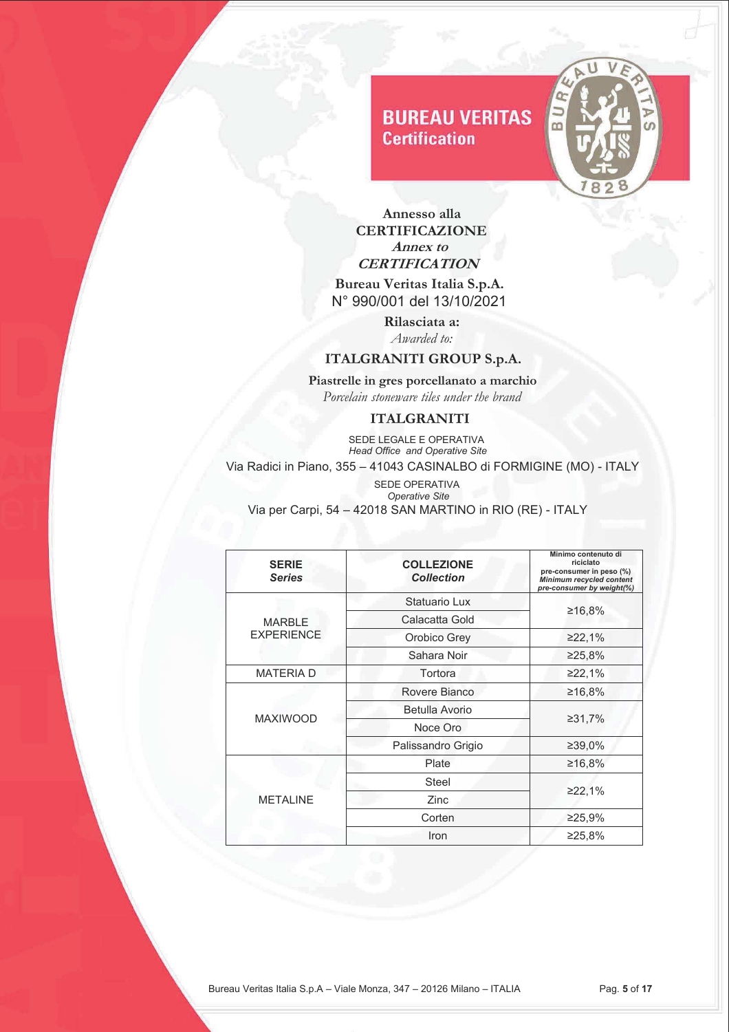**BUREAU VERITAS**
**Certification**

**Annesso alla**
**CERTIFICAZIONE**
***Annex to***
***CERTIFICATION***

**Bureau Veritas Italia S.p.A.**
N° 990/001 del 13/10/2021

**Rilasciata a:**
*Awarded to:*

**ITALGRANITI GROUP S.p.A.**

**Piastrelle in gres porcellanato a marchio**
*Porcelain stoneware tiles under the brand*

**ITALGRANITI**

SEDE LEGALE E OPERATIVA
*Head Office and Operative Site*

Via Radici in Piano, 355 – 41043 CASINALBO di FORMIGINE (MO) - ITALY

SEDE OPERATIVA
*Operative Site*

Via per Carpi, 54 – 42018 SAN MARTINO in RIO (RE) - ITALY

| **SERIE** *Series* | **COLLEZIONE** *Collection* | **Minimo contenuto di riciclato pre-consumer in peso (%)** *Minimum recycled content pre-consumer by weight(%)* |
|---|---|---|
| MARBLE EXPERIENCE | Statuario Lux | ≥16,8% |
| | Calacatta Gold | |
| | Orobico Grey | ≥22,1% |
| | Sahara Noir | ≥25,8% |
| MATERIA D | Tortora | ≥22,1% |
| MAXIWOOD | Rovere Bianco | ≥16,8% |
| | Betulla Avorio | ≥31,7% |
| | Noce Oro | |
| | Palissandro Grigio | ≥39,0% |
| METALINE | Plate | ≥16,8% |
| | Steel | ≥22,1% |
| | Zinc | |
| | Corten | ≥25,9% |
| | Iron | ≥25,8% |

Bureau Veritas Italia S.p.A – Viale Monza, 347 – 20126 Milano – ITALIA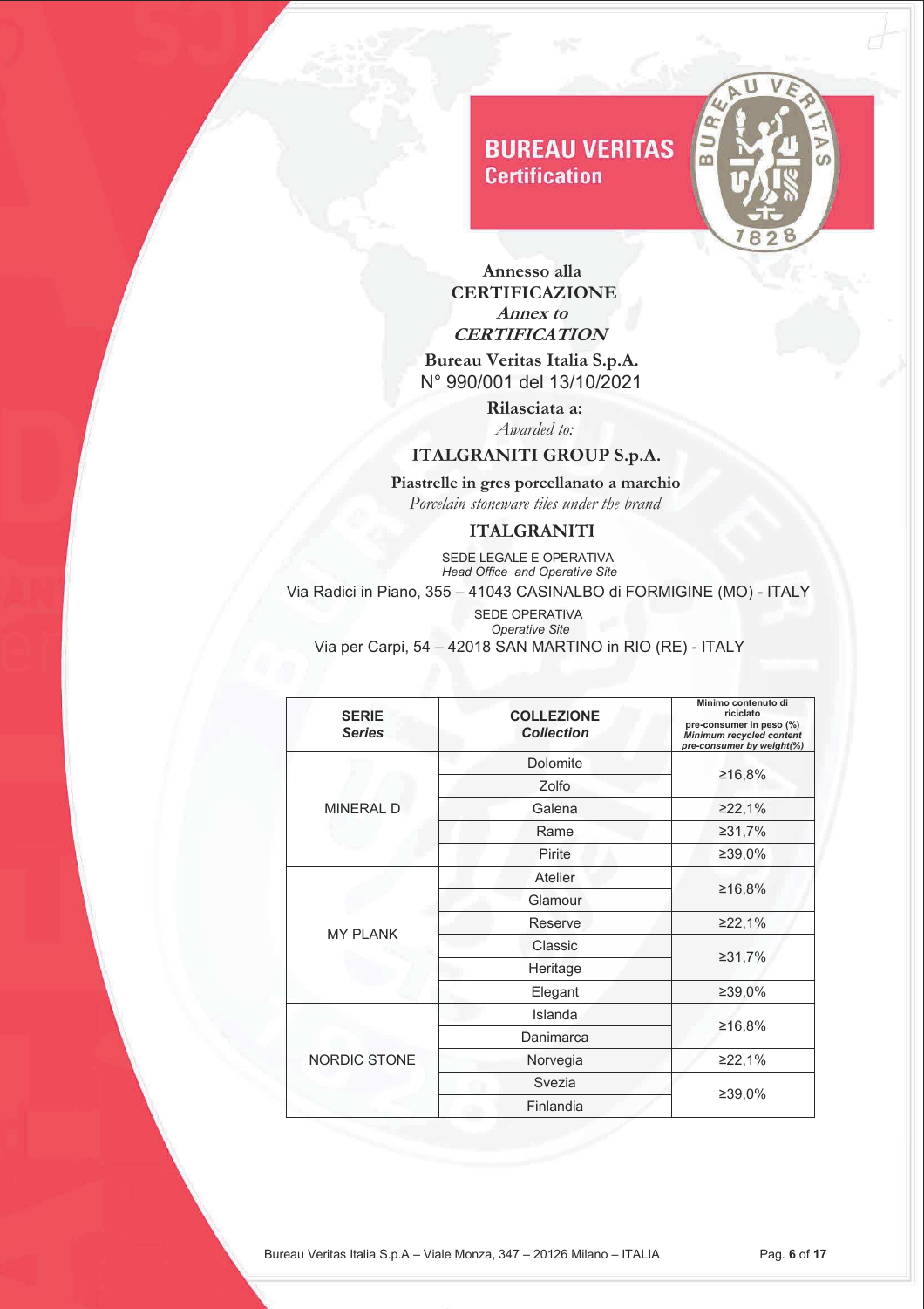**BUREAU VERITAS**
**Certification**

**Annesso alla**
**CERTIFICAZIONE**
***Annex to***
***CERTIFICATION***

**Bureau Veritas Italia S.p.A.**
N° 990/001 del 13/10/2021

**Rilasciata a:**
*Awarded to:*

**ITALGRANITI GROUP S.p.A.**

**Piastrelle in gres porcellanato a marchio**
*Porcelain stoneware tiles under the brand*

**ITALGRANITI**

SEDE LEGALE E OPERATIVA
*Head Office and Operative Site*

Via Radici in Piano, 355 – 41043 CASINALBO di FORMIGINE (MO) - ITALY

SEDE OPERATIVA
*Operative Site*

Via per Carpi, 54 – 42018 SAN MARTINO in RIO (RE) - ITALY

| **SERIE** *Series* | **COLLEZIONE** *Collection* | **Minimo contenuto di riciclato pre-consumer in peso (%)** ***Minimum recycled content pre-consumer by weight(%)*** |
|---|---|---|
| MINERAL D | Dolomite | ≥16,8% |
| | Zolfo | |
| | Galena | ≥22,1% |
| | Rame | ≥31,7% |
| | Pirite | ≥39,0% |
| MY PLANK | Atelier | ≥16,8% |
| | Glamour | |
| | Reserve | ≥22,1% |
| | Classic | ≥31,7% |
| | Heritage | |
| | Elegant | ≥39,0% |
| NORDIC STONE | Islanda | ≥16,8% |
| | Danimarca | |
| | Norvegia | ≥22,1% |
| | Svezia | ≥39,0% |
| | Finlandia | |

Bureau Veritas Italia S.p.A – Viale Monza, 347 – 20126 Milano – ITALIA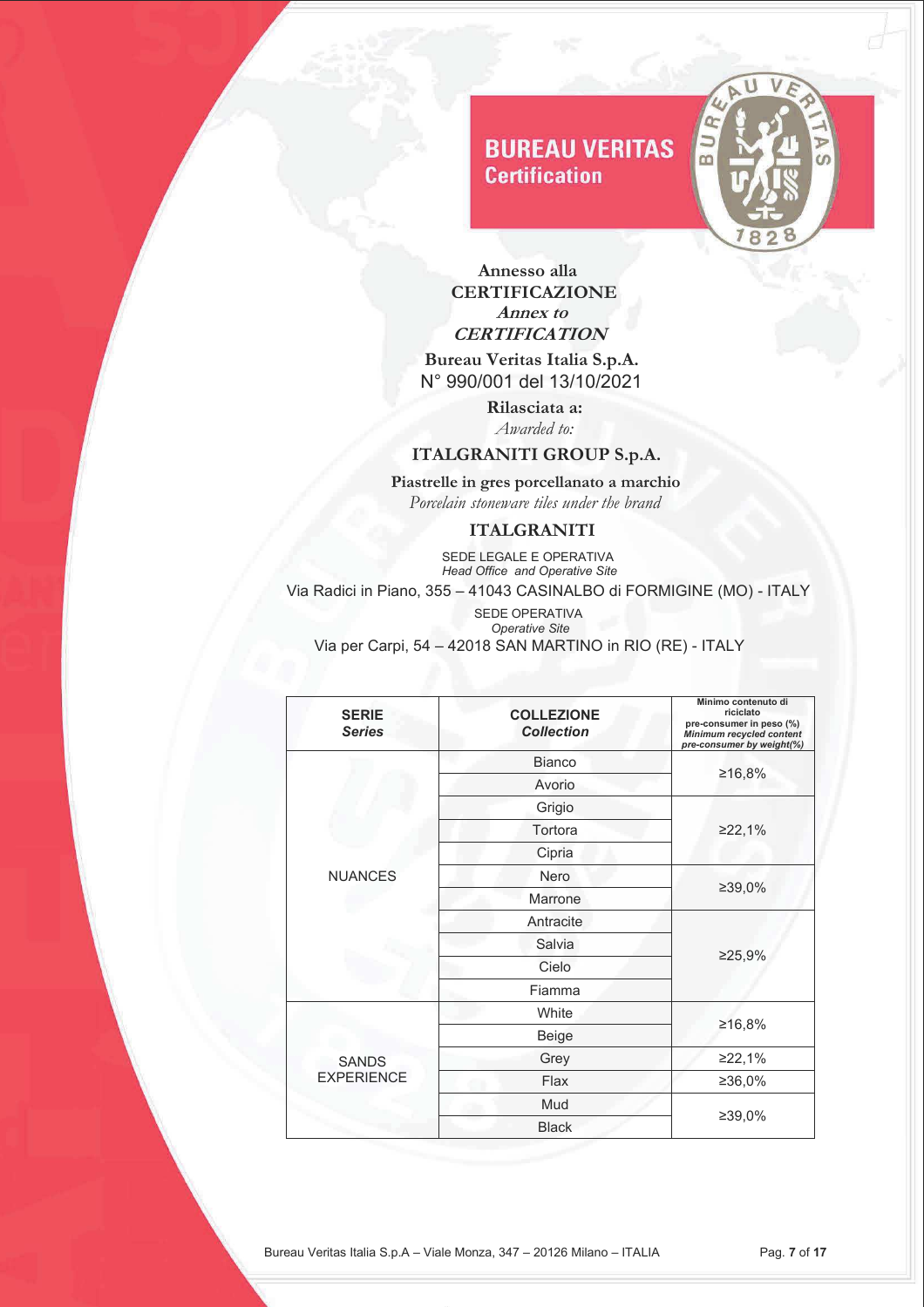**Annesso alla**
**CERTIFICAZIONE**
***Annex to***
***CERTIFICATION***

**Bureau Veritas Italia S.p.A.**
N° 990/001 del 13/10/2021

**Rilasciata a:**
*Awarded to:*

**ITALGRANITI GROUP S.p.A.**

**Piastrelle in gres porcellanato a marchio**
*Porcelain stoneware tiles under the brand*

**ITALGRANITI**

SEDE LEGALE E OPERATIVA
*Head Office and Operative Site*

Via Radici in Piano, 355 – 41043 CASINALBO di FORMIGINE (MO) - ITALY

SEDE OPERATIVA
*Operative Site*

Via per Carpi, 54 – 42018 SAN MARTINO in RIO (RE) - ITALY

| **SERIE** *Series* | **COLLEZIONE** *Collection* | **Minimo contenuto di riciclato pre-consumer in peso (%)** *Minimum recycled content pre-consumer by weight(%)* |
|---|---|---|
| NUANCES | Bianco | ≥16,8% |
| | Avorio | |
| | Grigio | ≥22,1% |
| | Tortora | |
| | Cipria | |
| | Nero | ≥39,0% |
| | Marrone | |
| | Antracite | ≥25,9% |
| | Salvia | |
| | Cielo | |
| | Fiamma | |
| SANDS EXPERIENCE | White | ≥16,8% |
| | Beige | |
| | Grey | ≥22,1% |
| | Flax | ≥36,0% |
| | Mud | ≥39,0% |
| | Black | |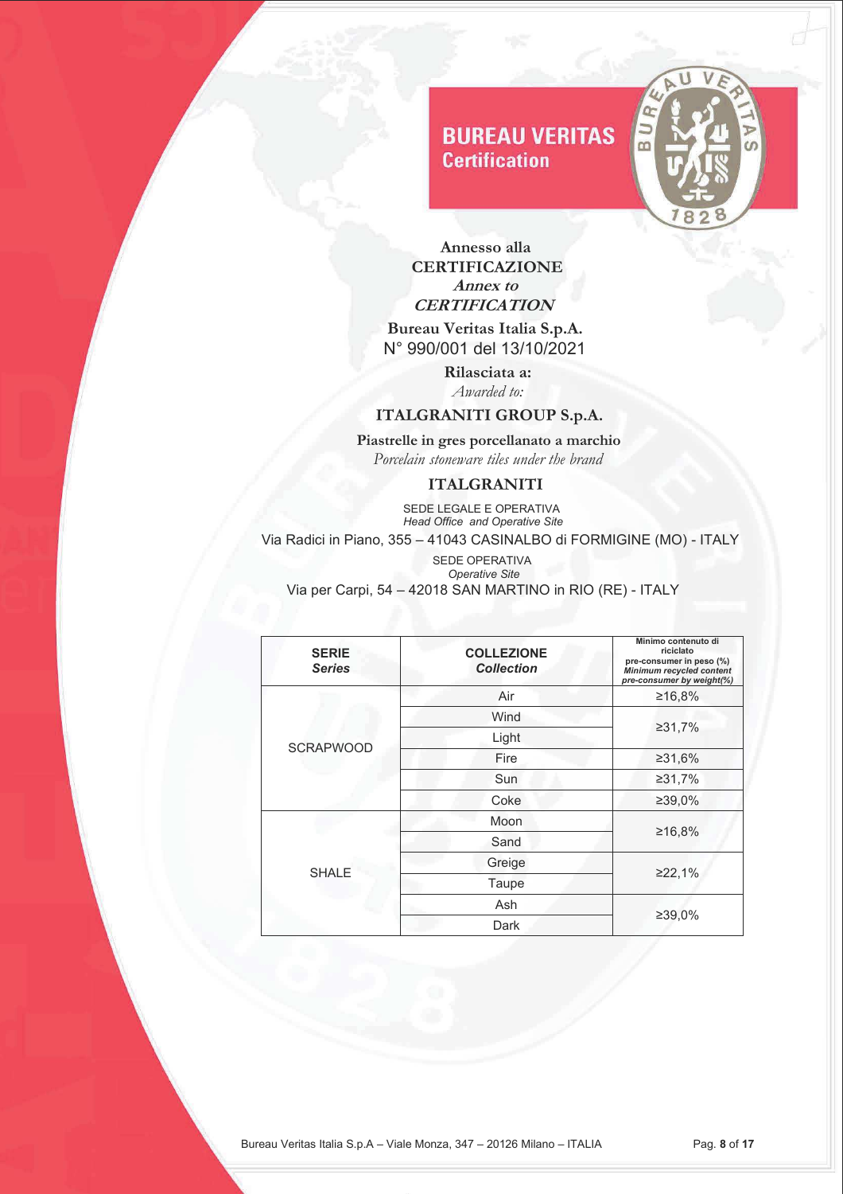BUREAU VERITAS
Certification

**Annesso alla**
**CERTIFICAZIONE**
***Annex to***
***CERTIFICATION***

**Bureau Veritas Italia S.p.A.**
N° 990/001 del 13/10/2021

**Rilasciata a:**
*Awarded to:*

**ITALGRANITI GROUP S.p.A.**

**Piastrelle in gres porcellanato a marchio**
*Porcelain stoneware tiles under the brand*

**ITALGRANITI**

SEDE LEGALE E OPERATIVA
*Head Office and Operative Site*
Via Radici in Piano, 355 – 41043 CASINALBO di FORMIGINE (MO) - ITALY

SEDE OPERATIVA
*Operative Site*
Via per Carpi, 54 – 42018 SAN MARTINO in RIO (RE) - ITALY

| SERIE *Series* | COLLEZIONE *Collection* | Minimo contenuto di riciclato pre-consumer in peso (%) *Minimum recycled content pre-consumer by weight(%)* |
|---|---|---|
| SCRAPWOOD | Air | ≥16,8% |
| | Wind | ≥31,7% |
| | Light | |
| | Fire | ≥31,6% |
| | Sun | ≥31,7% |
| | Coke | ≥39,0% |
| SHALE | Moon | ≥16,8% |
| | Sand | |
| | Greige | ≥22,1% |
| | Taupe | |
| | Ash | ≥39,0% |
| | Dark | |

Bureau Veritas Italia S.p.A – Viale Monza, 347 – 20126 Milano – ITALIA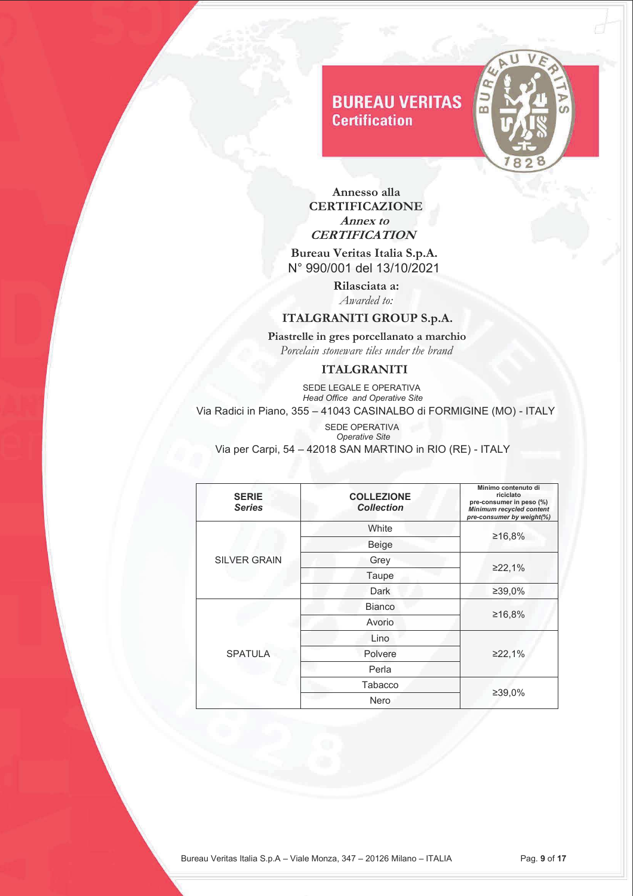**BUREAU VERITAS**
**Certification**

**Annesso alla**
**CERTIFICAZIONE**
***Annex to***
***CERTIFICATION***

**Bureau Veritas Italia S.p.A.**
N° 990/001 del 13/10/2021

**Rilasciata a:**
*Awarded to:*

## ITALGRANITI GROUP S.p.A.

**Piastrelle in gres porcellanato a marchio**
*Porcelain stoneware tiles under the brand*

## ITALGRANITI

SEDE LEGALE E OPERATIVA
*Head Office and Operative Site*
Via Radici in Piano, 355 – 41043 CASINALBO di FORMIGINE (MO) - ITALY

SEDE OPERATIVA
*Operative Site*
Via per Carpi, 54 – 42018 SAN MARTINO in RIO (RE) - ITALY

| **SERIE** *Series* | **COLLEZIONE** *Collection* | **Minimo contenuto di riciclato pre-consumer in peso (%)** *Minimum recycled content pre-consumer by weight(%)* |
|---|---|---|
| SILVER GRAIN | White | ≥16,8% |
| | Beige | |
| | Grey | ≥22,1% |
| | Taupe | |
| | Dark | ≥39,0% |
| SPATULA | Bianco | ≥16,8% |
| | Avorio | |
| | Lino | ≥22,1% |
| | Polvere | |
| | Perla | |
| | Tabacco | ≥39,0% |
| | Nero | |

Bureau Veritas Italia S.p.A – Viale Monza, 347 – 20126 Milano – ITALIA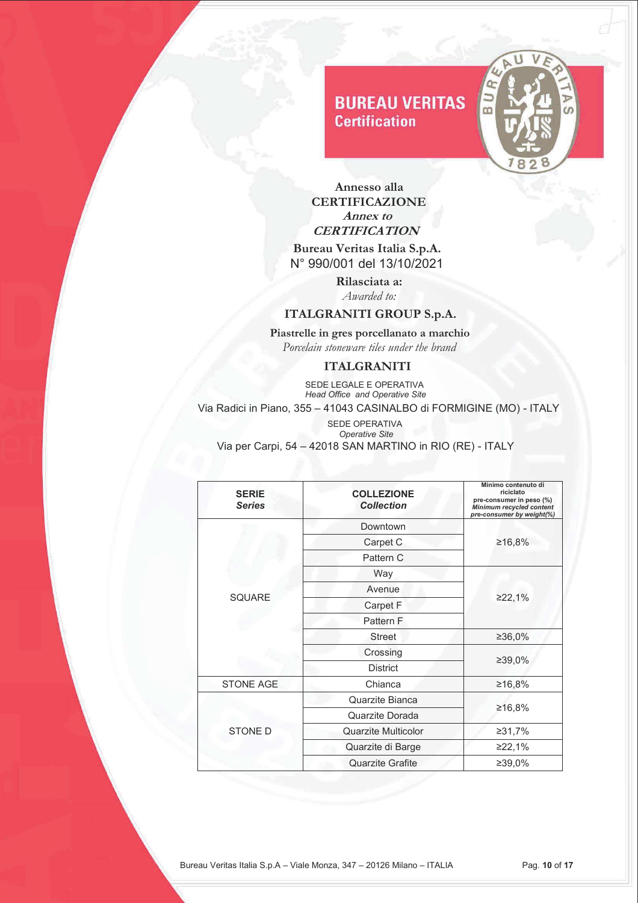**BUREAU VERITAS**
**Certification**

**Annesso alla**
**CERTIFICAZIONE**
***Annex to***
***CERTIFICATION***

**Bureau Veritas Italia S.p.A.**
N° 990/001 del 13/10/2021

**Rilasciata a:**
*Awarded to:*

**ITALGRANITI GROUP S.p.A.**

**Piastrelle in gres porcellanato a marchio**
*Porcelain stoneware tiles under the brand*

**ITALGRANITI**

SEDE LEGALE E OPERATIVA
*Head Office and Operative Site*
Via Radici in Piano, 355 – 41043 CASINALBO di FORMIGINE (MO) - ITALY

SEDE OPERATIVA
*Operative Site*
Via per Carpi, 54 – 42018 SAN MARTINO in RIO (RE) - ITALY

| **SERIE** *Series* | **COLLEZIONE** *Collection* | **Minimo contenuto di riciclato pre-consumer in peso (%)** ***Minimum recycled content pre-consumer by weight(%)*** |
|---|---|---|
| SQUARE | Downtown | ≥16,8% |
| | Carpet C | |
| | Pattern C | |
| | Way | ≥22,1% |
| | Avenue | |
| | Carpet F | |
| | Pattern F | |
| | Street | ≥36,0% |
| | Crossing | ≥39,0% |
| | District | |
| STONE AGE | Chianca | ≥16,8% |
| STONE D | Quarzite Bianca | ≥16,8% |
| | Quarzite Dorada | |
| | Quarzite Multicolor | ≥31,7% |
| | Quarzite di Barge | ≥22,1% |
| | Quarzite Grafite | ≥39,0% |

Bureau Veritas Italia S.p.A – Viale Monza, 347 – 20126 Milano – ITALIA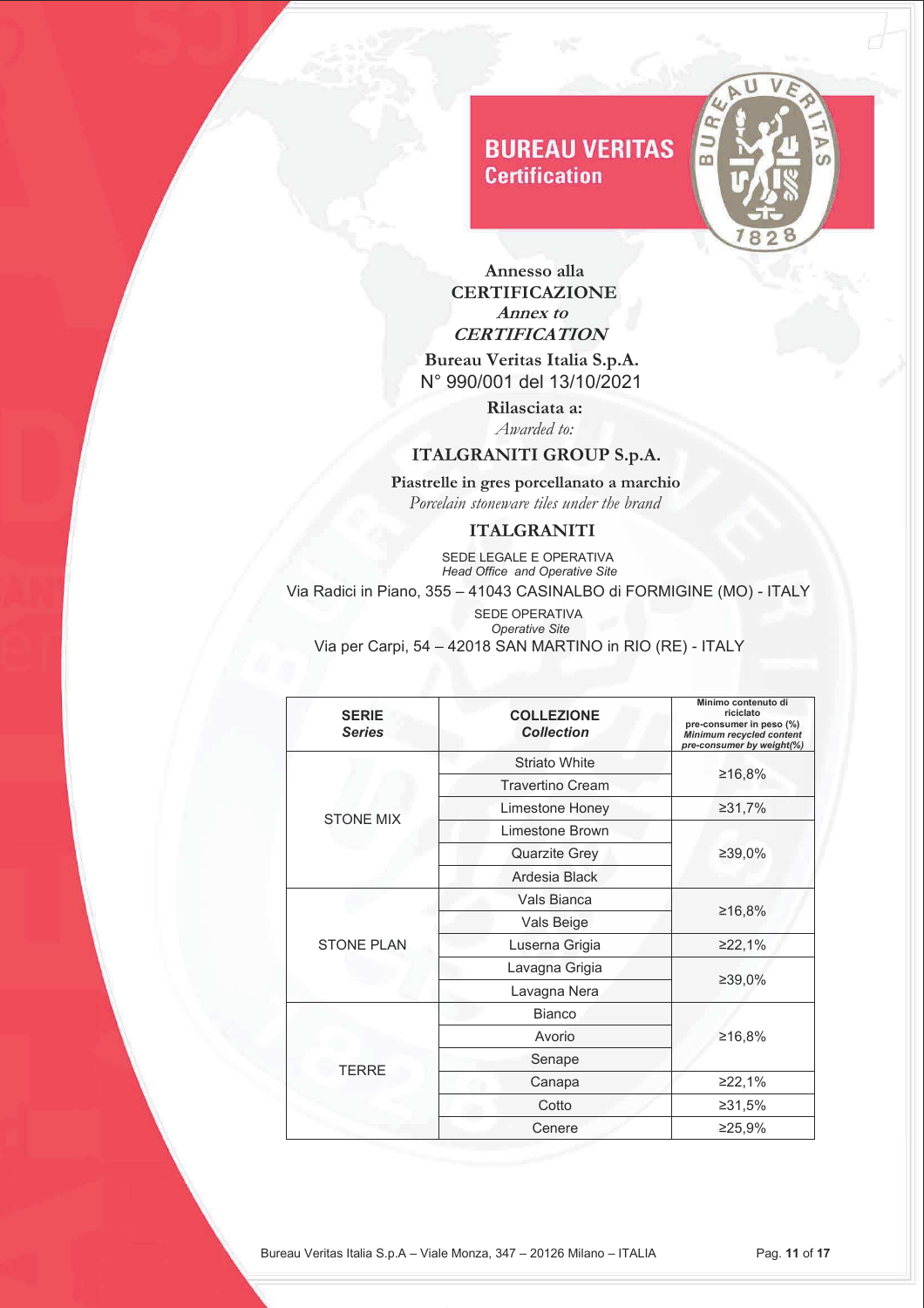**BUREAU VERITAS**
**Certification**

**Annesso alla**
**CERTIFICAZIONE**
***Annex to***
***CERTIFICATION***

**Bureau Veritas Italia S.p.A.**
N° 990/001 del 13/10/2021

**Rilasciata a:**
*Awarded to:*

**ITALGRANITI GROUP S.p.A.**

**Piastrelle in gres porcellanato a marchio**
*Porcelain stoneware tiles under the brand*

**ITALGRANITI**

SEDE LEGALE E OPERATIVA
*Head Office and Operative Site*
Via Radici in Piano, 355 – 41043 CASINALBO di FORMIGINE (MO) - ITALY

SEDE OPERATIVA
*Operative Site*
Via per Carpi, 54 – 42018 SAN MARTINO in RIO (RE) - ITALY

| **SERIE** *Series* | **COLLEZIONE** *Collection* | **Minimo contenuto di riciclato pre-consumer in peso (%)** *Minimum recycled content pre-consumer by weight(%)* |
|---|---|---|
| STONE MIX | Striato White | ≥16,8% |
| | Travertino Cream | |
| | Limestone Honey | ≥31,7% |
| | Limestone Brown | ≥39,0% |
| | Quarzite Grey | |
| | Ardesia Black | |
| STONE PLAN | Vals Bianca | ≥16,8% |
| | Vals Beige | |
| | Luserna Grigia | ≥22,1% |
| | Lavagna Grigia | ≥39,0% |
| | Lavagna Nera | |
| TERRE | Bianco | ≥16,8% |
| | Avorio | |
| | Senape | |
| | Canapa | ≥22,1% |
| | Cotto | ≥31,5% |
| | Cenere | ≥25,9% |

Bureau Veritas Italia S.p.A – Viale Monza, 347 – 20126 Milano – ITALIA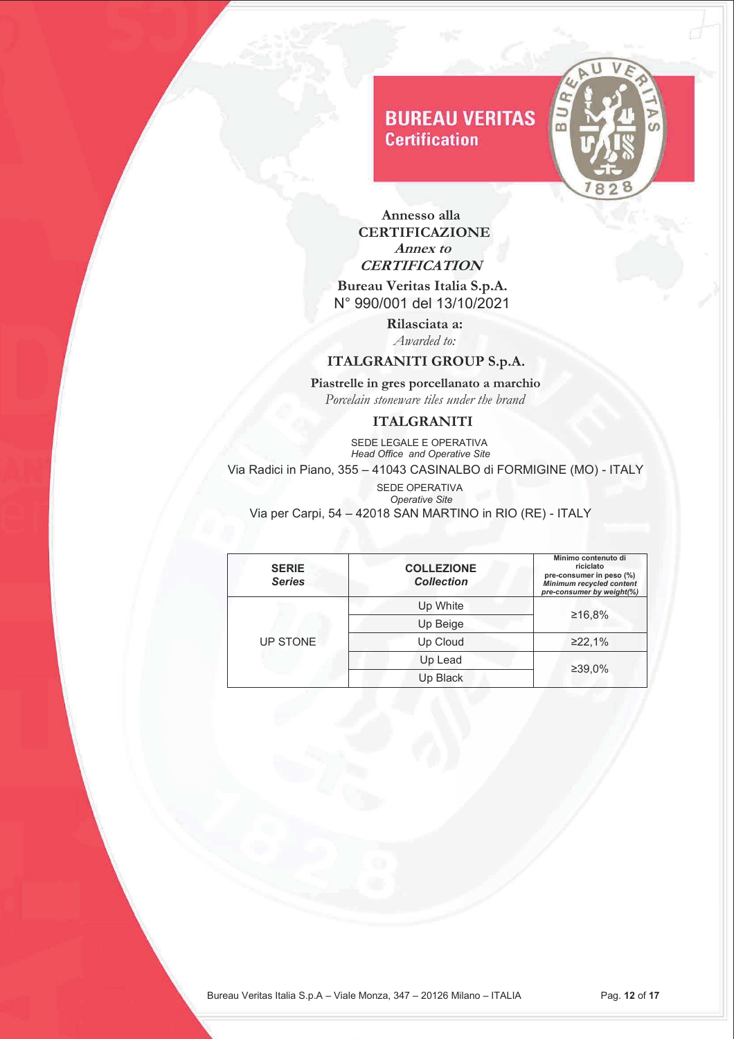**BUREAU VERITAS**
**Certification**

**Annesso alla**
**CERTIFICAZIONE**
***Annex to***
***CERTIFICATION***

**Bureau Veritas Italia S.p.A.**
N° 990/001 del 13/10/2021

**Rilasciata a:**
*Awarded to:*

**ITALGRANITI GROUP S.p.A.**

**Piastrelle in gres porcellanato a marchio**
*Porcelain stoneware tiles under the brand*

**ITALGRANITI**

SEDE LEGALE E OPERATIVA
*Head Office and Operative Site*
Via Radici in Piano, 355 – 41043 CASINALBO di FORMIGINE (MO) - ITALY

SEDE OPERATIVA
*Operative Site*
Via per Carpi, 54 – 42018 SAN MARTINO in RIO (RE) - ITALY

| **SERIE** *Series* | **COLLEZIONE** *Collection* | **Minimo contenuto di riciclato pre-consumer in peso (%)** ***Minimum recycled content pre-consumer by weight(%)*** |
|---|---|---|
| UP STONE | Up White | ≥16,8% |
| | Up Beige | |
| | Up Cloud | ≥22,1% |
| | Up Lead | ≥39,0% |
| | Up Black | |

Bureau Veritas Italia S.p.A – Viale Monza, 347 – 20126 Milano – ITALIA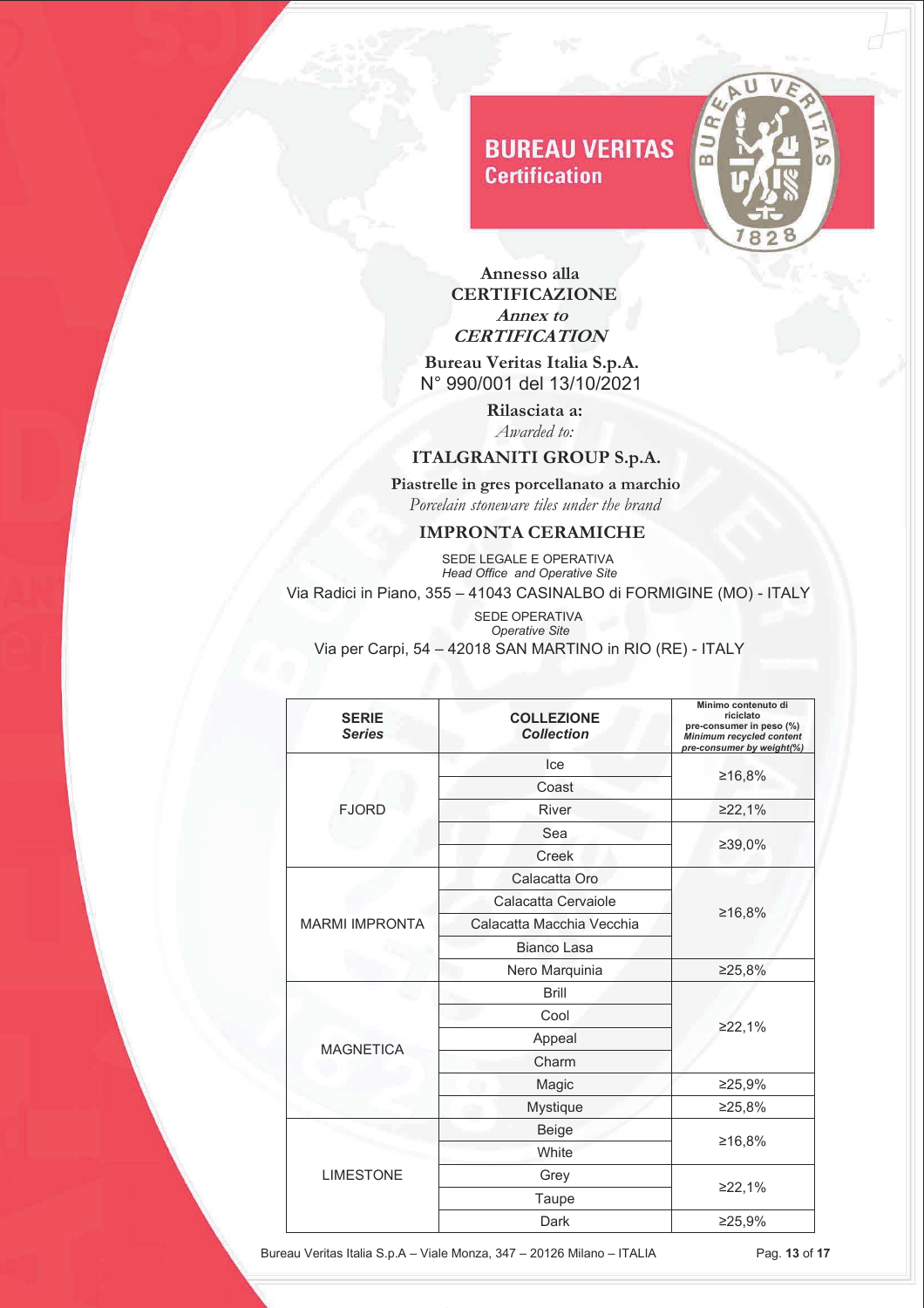**BUREAU VERITAS**
**Certification**

**Annesso alla**
**CERTIFICAZIONE**
***Annex to***
***CERTIFICATION***

**Bureau Veritas Italia S.p.A.**
N° 990/001 del 13/10/2021

**Rilasciata a:**
*Awarded to:*

**ITALGRANITI GROUP S.p.A.**

**Piastrelle in gres porcellanato a marchio**
*Porcelain stoneware tiles under the brand*

**IMPRONTA CERAMICHE**

SEDE LEGALE E OPERATIVA
*Head Office and Operative Site*
Via Radici in Piano, 355 – 41043 CASINALBO di FORMIGINE (MO) - ITALY

SEDE OPERATIVA
*Operative Site*
Via per Carpi, 54 – 42018 SAN MARTINO in RIO (RE) - ITALY

| **SERIE** *Series* | **COLLEZIONE** *Collection* | **Minimo contenuto di riciclato pre-consumer in peso (%)** ***Minimum recycled content pre-consumer by weight(%)*** |
|---|---|---|
| FJORD | Ice | ≥16,8% |
| | Coast | |
| | River | ≥22,1% |
| | Sea | ≥39,0% |
| | Creek | |
| MARMI IMPRONTA | Calacatta Oro | ≥16,8% |
| | Calacatta Cervaiole | |
| | Calacatta Macchia Vecchia | |
| | Bianco Lasa | |
| | Nero Marquinia | ≥25,8% |
| MAGNETICA | Brill | ≥22,1% |
| | Cool | |
| | Appeal | |
| | Charm | |
| | Magic | ≥25,9% |
| | Mystique | ≥25,8% |
| LIMESTONE | Beige | ≥16,8% |
| | White | |
| | Grey | ≥22,1% |
| | Taupe | |
| | Dark | ≥25,9% |

Bureau Veritas Italia S.p.A – Viale Monza, 347 – 20126 Milano – ITALIA